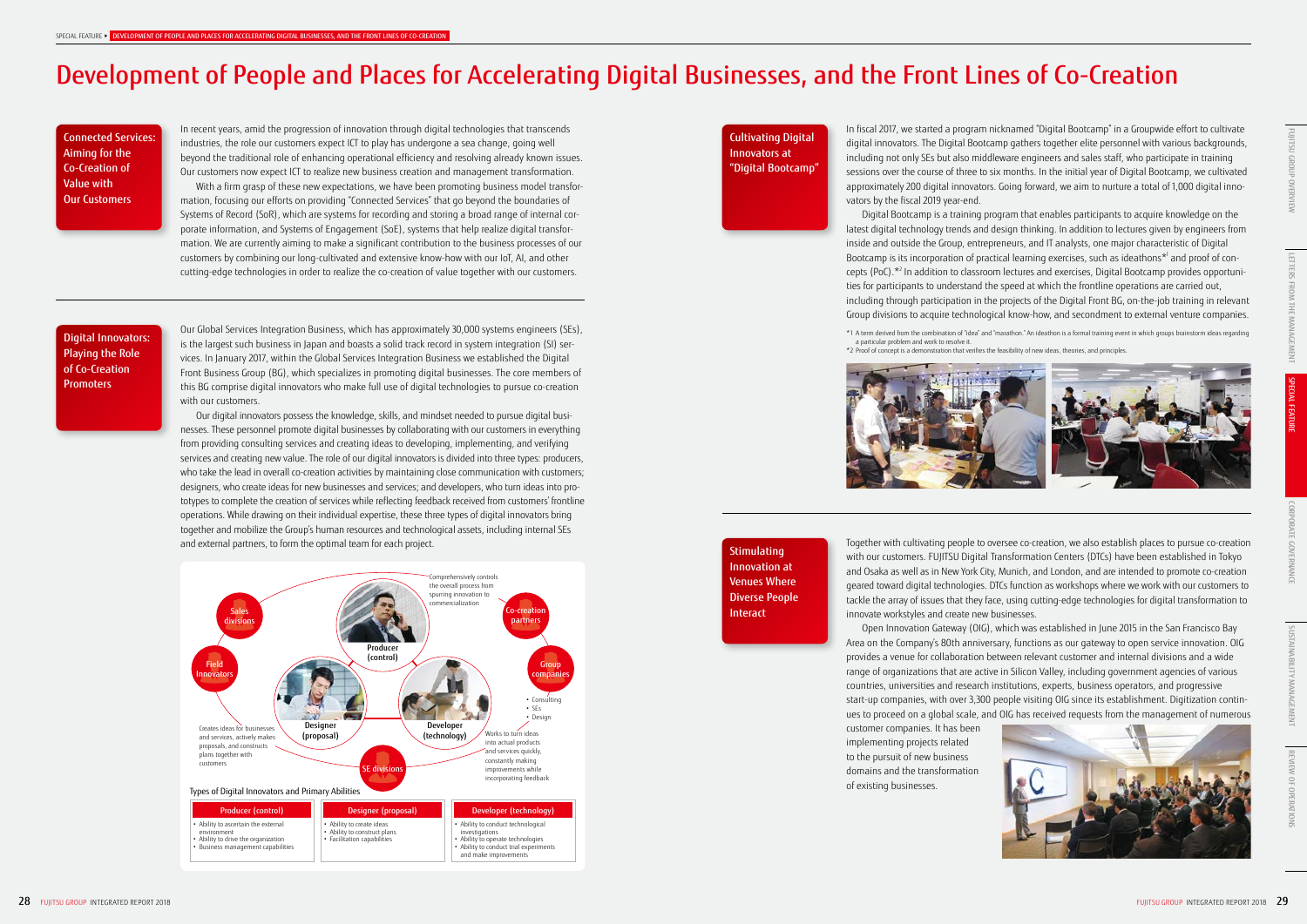# Development of People and Places for Accelerating Digital Businesses, and the Front Lines of Co-Creation

## Connected Services: Aiming for the Co-Creation of Value with Our Customers

In recent years, amid the progression of innovation through digital technologies that transcends industries, the role our customers expect ICT to play has undergone a sea change, going well beyond the traditional role of enhancing operational efficiency and resolving already known issues. Our customers now expect ICT to realize new business creation and management transformation.

With a firm grasp of these new expectations, we have been promoting business model transformation, focusing our efforts on providing "Connected Services" that go beyond the boundaries of Systems of Record (SoR), which are systems for recording and storing a broad range of internal corporate information, and Systems of Engagement (SoE), systems that help realize digital transformation. We are currently aiming to make a significant contribution to the business processes of our customers by combining our long-cultivated and extensive know-how with our IoT, AI, and other cutting-edge technologies in order to realize the co-creation of value together with our customers.

## Digital Innovators: Playing the Role of Co-Creation Promoters

Our Global Services Integration Business, which has approximately 30,000 systems engineers (SEs), is the largest such business in Japan and boasts a solid track record in system integration (SI) services. In January 2017, within the Global Services Integration Business we established the Digital Front Business Group (BG), which specializes in promoting digital businesses. The core members of this BG comprise digital innovators who make full use of digital technologies to pursue co-creation with our customers.

Our digital innovators possess the knowledge, skills, and mindset needed to pursue digital businesses. These personnel promote digital businesses by collaborating with our customers in everything from providing consulting services and creating ideas to developing, implementing, and verifying services and creating new value. The role of our digital innovators is divided into three types: producers, who take the lead in overall co-creation activities by maintaining close communication with customers; designers, who create ideas for new businesses and services; and developers, who turn ideas into prototypes to complete the creation of services while reflecting feedback received from customers' frontline operations. While drawing on their individual expertise, these three types of digital innovators bring together and mobilize the Group's human resources and technological assets, including internal SEs and external partners, to form the optimal team for each project.

Sales divisions / Field Innovators / Co-creation partners / Group companies (• Consulting • SEs • Design) / SE divisions

Producer (control): Comprehensively controls the overall process from spurring innovation to commercialization

Designer (proposal): Creates ideas for businesses and services, actively makes proposals, and constructs plans together with customers

Developer (technology): Works to turn ideas into actual products and services quickly, constantly making improvements while incorporating feedback

Types of Digital Innovators and Primary Abilities

| Producer (control) | Designer (proposal) | Developer (technology) |
|---|---|---|
| • Ability to ascertain the external environment<br>• Ability to drive the organization<br>• Business management capabilities | • Ability to create ideas<br>• Ability to construct plans<br>• Facilitation capabilities | • Ability to conduct technological investigations<br>• Ability to operate technologies<br>• Ability to conduct trial experiments and make improvements |

## Cultivating Digital Innovators at "Digital Bootcamp"

In fiscal 2017, we started a program nicknamed "Digital Bootcamp" in a Groupwide effort to cultivate digital innovators. The Digital Bootcamp gathers together elite personnel with various backgrounds, including not only SEs but also middleware engineers and sales staff, who participate in training sessions over the course of three to six months. In the initial year of Digital Bootcamp, we cultivated approximately 200 digital innovators. Going forward, we aim to nurture a total of 1,000 digital innovators by the fiscal 2019 year-end.

Digital Bootcamp is a training program that enables participants to acquire knowledge on the latest digital technology trends and design thinking. In addition to lectures given by engineers from inside and outside the Group, entrepreneurs, and IT analysts, one major characteristic of Digital Bootcamp is its incorporation of practical learning exercises, such as ideathons*1 and proof of concepts (PoC).*2 In addition to classroom lectures and exercises, Digital Bootcamp provides opportunities for participants to understand the speed at which the frontline operations are carried out, including through participation in the projects of the Digital Front BG, on-the-job training in relevant Group divisions to acquire technological know-how, and secondment to external venture companies.

*1 A term derived from the combination of "idea" and "marathon." An ideathon is a formal training event in which groups brainstorm ideas regarding a particular problem and work to resolve it.
*2 Proof of concept is a demonstration that verifies the feasibility of new ideas, theories, and principles.

## Stimulating Innovation at Venues Where Diverse People Interact

Together with cultivating people to oversee co-creation, we also establish places to pursue co-creation with our customers. FUJITSU Digital Transformation Centers (DTCs) have been established in Tokyo and Osaka as well as in New York City, Munich, and London, and are intended to promote co-creation geared toward digital technologies. DTCs function as workshops where we work with our customers to tackle the array of issues that they face, using cutting-edge technologies for digital transformation to innovate workstyles and create new businesses.

Open Innovation Gateway (OIG), which was established in June 2015 in the San Francisco Bay Area on the Company's 80th anniversary, functions as our gateway to open service innovation. OIG provides a venue for collaboration between relevant customer and internal divisions and a wide range of organizations that are active in Silicon Valley, including government agencies of various countries, universities and research institutions, experts, business operators, and progressive start-up companies, with over 3,300 people visiting OIG since its establishment. Digitization continues to proceed on a global scale, and OIG has received requests from the management of numerous customer companies. It has been implementing projects related to the pursuit of new business domains and the transformation of existing businesses.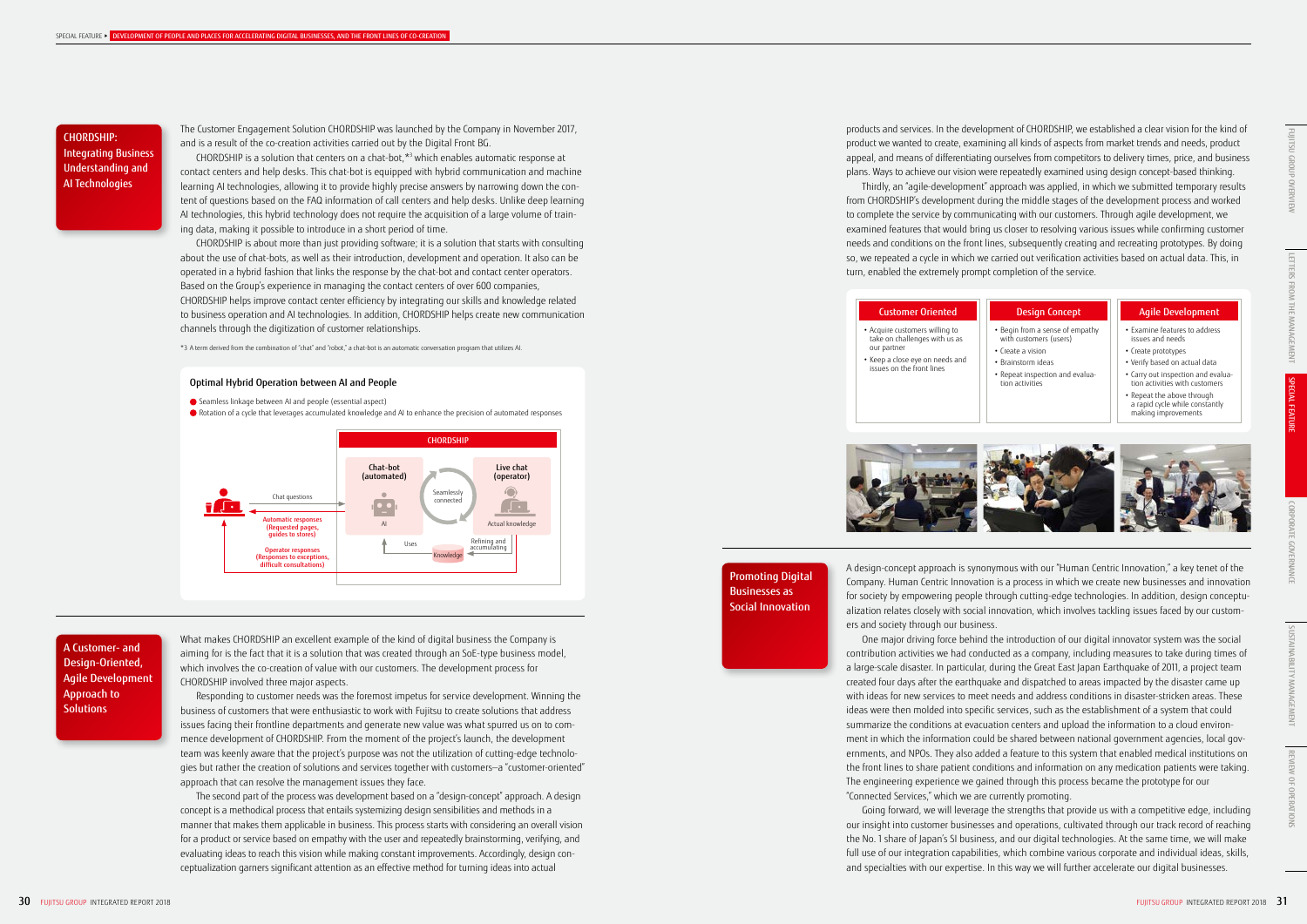## CHORDSHIP: Integrating Business Understanding and AI Technologies

The Customer Engagement Solution CHORDSHIP was launched by the Company in November 2017, and is a result of the co-creation activities carried out by the Digital Front BG.

CHORDSHIP is a solution that centers on a chat-bot,*3 which enables automatic response at contact centers and help desks. This chat-bot is equipped with hybrid communication and machine learning AI technologies, allowing it to provide highly precise answers by narrowing down the content of questions based on the FAQ information of call centers and help desks. Unlike deep learning AI technologies, this hybrid technology does not require the acquisition of a large volume of training data, making it possible to introduce in a short period of time.

CHORDSHIP is about more than just providing software; it is a solution that starts with consulting about the use of chat-bots, as well as their introduction, development and operation. It also can be operated in a hybrid fashion that links the response by the chat-bot and contact center operators. Based on the Group's experience in managing the contact centers of over 600 companies, CHORDSHIP helps improve contact center efficiency by integrating our skills and knowledge related to business operation and AI technologies. In addition, CHORDSHIP helps create new communication channels through the digitization of customer relationships.

*3 A term derived from the combination of "chat" and "robot," a chat-bot is an automatic conversation program that utilizes AI.

### Optimal Hybrid Operation between AI and People

- Seamless linkage between AI and people (essential aspect)
- Rotation of a cycle that leverages accumulated knowledge and AI to enhance the precision of automated responses

CHORDSHIP

Chat-bot (automated)

AI

Seamlessly connected

Live chat (operator)

Actual knowledge

Chat questions

Automatic responses (Requested pages, guides to stores)

Operator responses (Responses to exceptions, difficult consultations)

Uses

Knowledge

Refining and accumulating

## A Customer- and Design-Oriented, Agile Development Approach to Solutions

What makes CHORDSHIP an excellent example of the kind of digital business the Company is aiming for is the fact that it is a solution that was created through an SoE-type business model, which involves the co-creation of value with our customers. The development process for CHORDSHIP involved three major aspects.

Responding to customer needs was the foremost impetus for service development. Winning the business of customers that were enthusiastic to work with Fujitsu to create solutions that address issues facing their frontline departments and generate new value was what spurred us on to commence development of CHORDSHIP. From the moment of the project's launch, the development team was keenly aware that the project's purpose was not the utilization of cutting-edge technologies but rather the creation of solutions and services together with customers—a "customer-oriented" approach that can resolve the management issues they face.

The second part of the process was development based on a "design-concept" approach. A design concept is a methodical process that entails systemizing design sensibilities and methods in a manner that makes them applicable in business. This process starts with considering an overall vision for a product or service based on empathy with the user and repeatedly brainstorming, verifying, and evaluating ideas to reach this vision while making constant improvements. Accordingly, design conceptualization garners significant attention as an effective method for turning ideas into actual products and services. In the development of CHORDSHIP, we established a clear vision for the kind of product we wanted to create, examining all kinds of aspects from market trends and needs, product appeal, and means of differentiating ourselves from competitors to delivery times, price, and business plans. Ways to achieve our vision were repeatedly examined using design concept-based thinking.

Thirdly, an "agile-development" approach was applied, in which we submitted temporary results from CHORDSHIP's development during the middle stages of the development process and worked to complete the service by communicating with our customers. Through agile development, we examined features that would bring us closer to resolving various issues while confirming customer needs and conditions on the front lines, subsequently creating and recreating prototypes. By doing so, we repeated a cycle in which we carried out verification activities based on actual data. This, in turn, enabled the extremely prompt completion of the service.

| Customer Oriented | Design Concept | Agile Development |
| --- | --- | --- |
| • Acquire customers willing to take on challenges with us as our partner<br>• Keep a close eye on needs and issues on the front lines | • Begin from a sense of empathy with customers (users)<br>• Create a vision<br>• Brainstorm ideas<br>• Repeat inspection and evaluation activities | • Examine features to address issues and needs<br>• Create prototypes<br>• Verify based on actual data<br>• Carry out inspection and evaluation activities with customers<br>• Repeat the above through a rapid cycle while constantly making improvements |

## Promoting Digital Businesses as Social Innovation

A design-concept approach is synonymous with our "Human Centric Innovation," a key tenet of the Company. Human Centric Innovation is a process in which we create new businesses and innovation for society by empowering people through cutting-edge technologies. In addition, design conceptualization relates closely with social innovation, which involves tackling issues faced by our customers and society through our business.

One major driving force behind the introduction of our digital innovator system was the social contribution activities we had conducted as a company, including measures to take during times of a large-scale disaster. In particular, during the Great East Japan Earthquake of 2011, a project team created four days after the earthquake and dispatched to areas impacted by the disaster came up with ideas for new services to meet needs and address conditions in disaster-stricken areas. These ideas were then molded into specific services, such as the establishment of a system that could summarize the conditions at evacuation centers and upload the information to a cloud environment in which the information could be shared between national government agencies, local governments, and NPOs. They also added a feature to this system that enabled medical institutions on the front lines to share patient conditions and information on any medication patients were taking. The engineering experience we gained through this process became the prototype for our "Connected Services," which we are currently promoting.

Going forward, we will leverage the strengths that provide us with a competitive edge, including our insight into customer businesses and operations, cultivated through our track record of reaching the No. 1 share of Japan's SI business, and our digital technologies. At the same time, we will make full use of our integration capabilities, which combine various corporate and individual ideas, skills, and specialties with our expertise. In this way we will further accelerate our digital businesses.